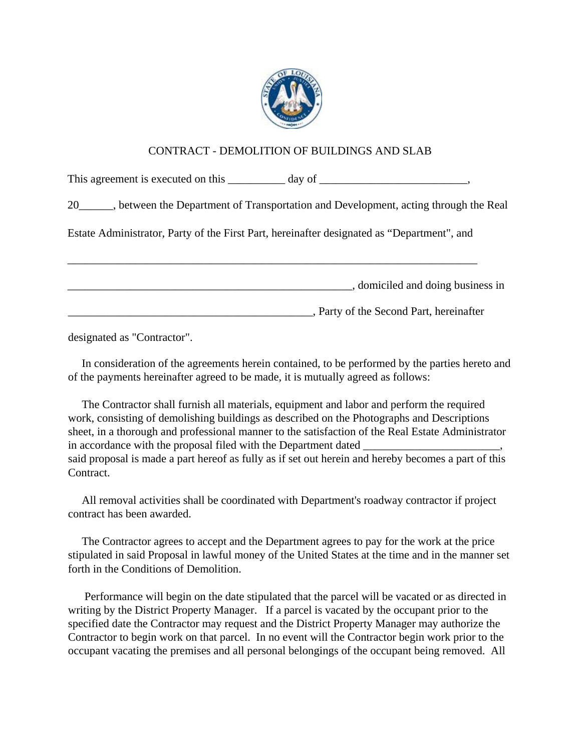# CONTRACT - DEMOLITION OF BUILDINGS AND SLAB

This agreement is executed on this __________ day of __________________________,

20______, between the Department of Transportation and Development, acting through the Real Estate Administrator, Party of the First Part, hereinafter designated as "Department", and

_____________________________________________________________________________

____________________________________________________, domiciled and doing business in

____________________________________________, Party of the Second Part, hereinafter designated as "Contractor".

In consideration of the agreements herein contained, to be performed by the parties hereto and of the payments hereinafter agreed to be made, it is mutually agreed as follows:

The Contractor shall furnish all materials, equipment and labor and perform the required work, consisting of demolishing buildings as described on the Photographs and Descriptions sheet, in a thorough and professional manner to the satisfaction of the Real Estate Administrator in accordance with the proposal filed with the Department dated ________________________, said proposal is made a part hereof as fully as if set out herein and hereby becomes a part of this Contract.

All removal activities shall be coordinated with Department's roadway contractor if project contract has been awarded.

The Contractor agrees to accept and the Department agrees to pay for the work at the price stipulated in said Proposal in lawful money of the United States at the time and in the manner set forth in the Conditions of Demolition.

Performance will begin on the date stipulated that the parcel will be vacated or as directed in writing by the District Property Manager. If a parcel is vacated by the occupant prior to the specified date the Contractor may request and the District Property Manager may authorize the Contractor to begin work on that parcel. In no event will the Contractor begin work prior to the occupant vacating the premises and all personal belongings of the occupant being removed. All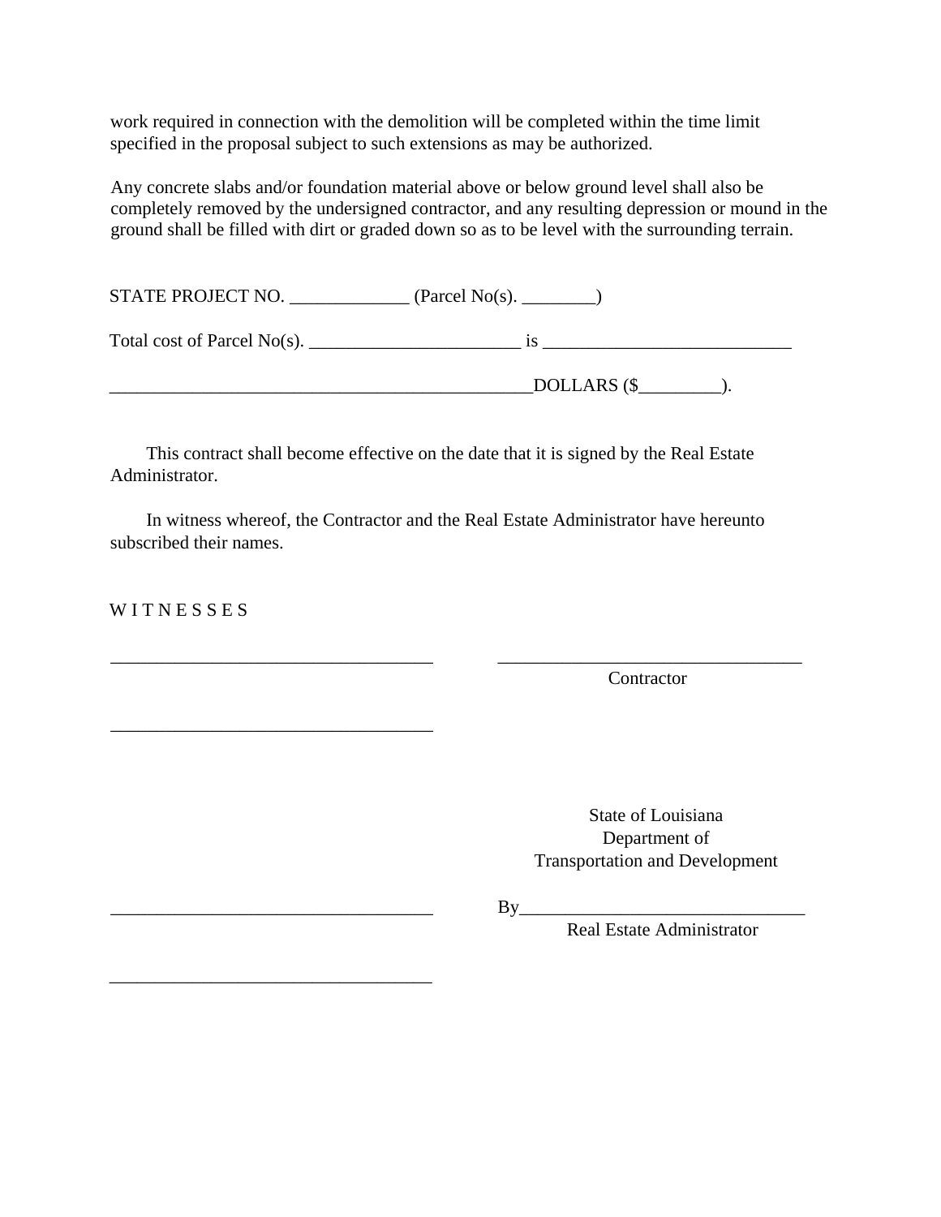work required in connection with the demolition will be completed within the time limit specified in the proposal subject to such extensions as may be authorized.

Any concrete slabs and/or foundation material above or below ground level shall also be completely removed by the undersigned contractor, and any resulting depression or mound in the ground shall be filled with dirt or graded down so as to be level with the surrounding terrain.

STATE PROJECT NO. _____________ (Parcel No(s). ________)

Total cost of Parcel No(s). _______________________ is ___________________________

_______________________________________________DOLLARS ($_________).

This contract shall become effective on the date that it is signed by the Real Estate Administrator.

In witness whereof, the Contractor and the Real Estate Administrator have hereunto subscribed their names.

W I T N E S S E S

___________________________________ ___________________________________
Contractor

___________________________________

State of Louisiana
Department of
Transportation and Development

___________________________________ By_______________________________
Real Estate Administrator

___________________________________